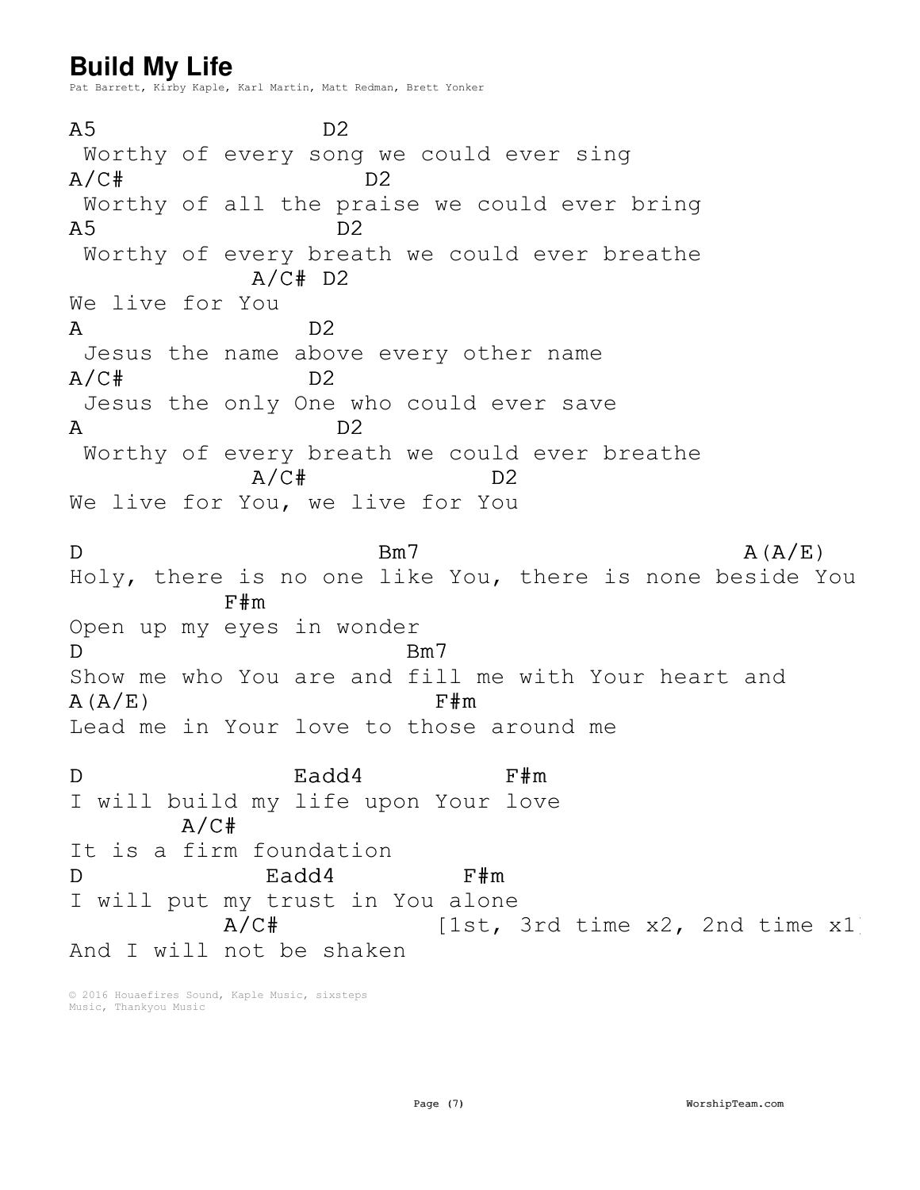# Build My Life

Pat Barrett, Kirby Kaple, Karl Martin, Matt Redman, Brett Yonker

```
A5                 D2
 Worthy of every song we could ever sing
A/C#                D2
 Worthy of all the praise we could ever bring
A5                   D2
 Worthy of every breath we could ever breathe
            A/C# D2
We live for You
A                  D2
 Jesus the name above every other name
A/C#               D2
 Jesus the only One who could ever save
A                    D2
 Worthy of every breath we could ever breathe
            A/C#            D2
We live for You, we live for You

D                     Bm7                      A(A/E)
Holy, there is no one like You, there is none beside You
        F#m
Open up my eyes in wonder
D                       Bm7
Show me who You are and fill me with Your heart and
A(A/E)                  F#m
Lead me in Your love to those around me

D               Eadd4           F#m
I will build my life upon Your love
        A/C#
It is a firm foundation
D              Eadd4         F#m
I will put my trust in You alone
           A/C#            [1st, 3rd time x2, 2nd time x1]
And I will not be shaken
```

© 2016 Houaefires Sound, Kaple Music, sixsteps Music, Thankyou Music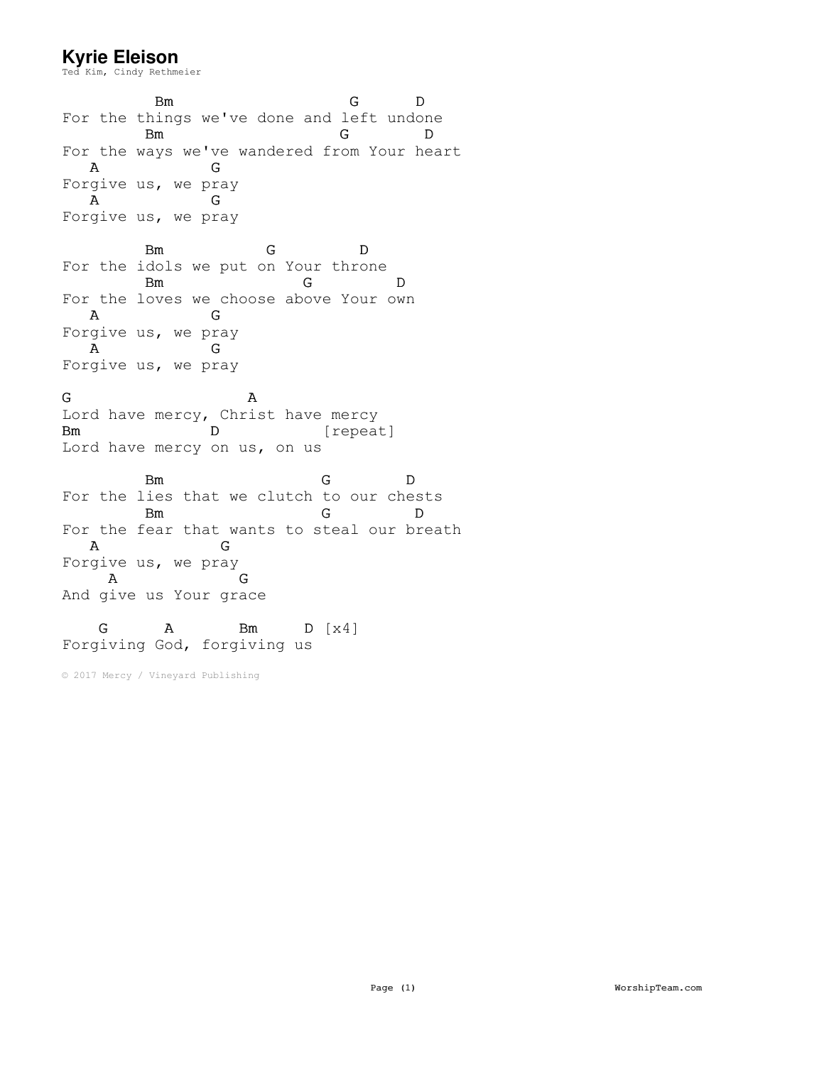# Kyrie Eleison

Ted Kim, Cindy Rethmeier

```
         Bm                    G      D
For the things we've done and left undone
        Bm                    G        D
For the ways we've wandered from Your heart
   A           G
Forgive us, we pray
   A           G
Forgive us, we pray

        Bm           G         D
For the idols we put on Your throne
        Bm              G         D
For the loves we choose above Your own
   A           G
Forgive us, we pray
   A           G
Forgive us, we pray

G                   A
Lord have mercy, Christ have mercy
Bm             D          [repeat]
Lord have mercy on us, on us

        Bm                G        D
For the lies that we clutch to our chests
        Bm                G         D
For the fear that wants to steal our breath
   A            G
Forgive us, we pray
     A            G
And give us Your grace

    G      A       Bm     D [x4]
Forgiving God, forgiving us
```

© 2017 Mercy / Vineyard Publishing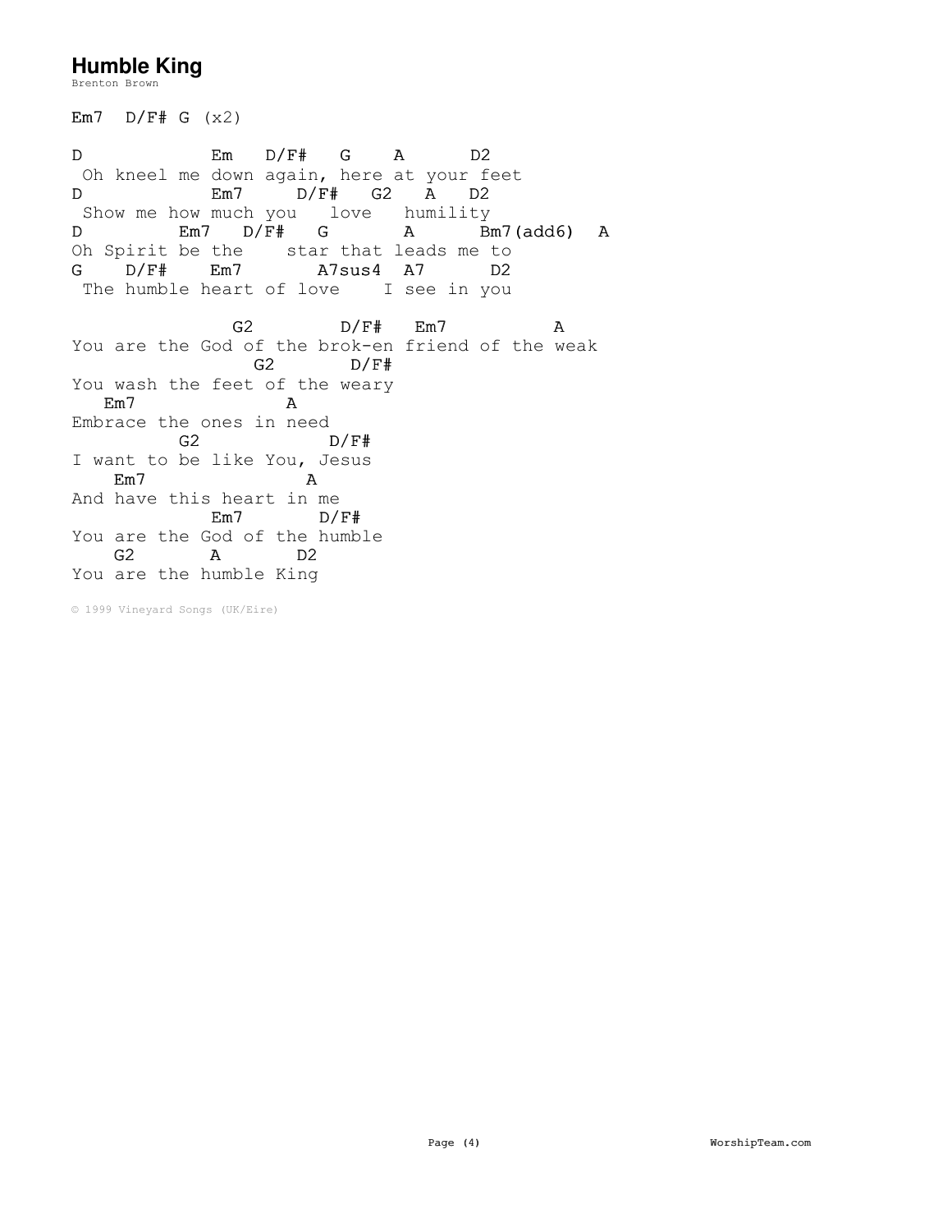# Humble King

Brenton Brown

```
Em7  D/F# G (x2)

D            Em   D/F#   G    A      D2
 Oh kneel me down again, here at your feet
D            Em7     D/F#   G2   A   D2
 Show me how much you   love   humility
D         Em7   D/F#   G       A      Bm7(add6)  A
Oh Spirit be the    star that leads me to
G    D/F#    Em7       A7sus4  A7      D2
 The humble heart of love    I see in you

               G2        D/F#   Em7          A
You are the God of the brok-en friend of the weak
                 G2       D/F#
You wash the feet of the weary
   Em7              A
Embrace the ones in need
          G2            D/F#
I want to be like You, Jesus
    Em7               A
And have this heart in me
             Em7       D/F#
You are the God of the humble
    G2       A       D2
You are the humble King
```

© 1999 Vineyard Songs (UK/Eire)